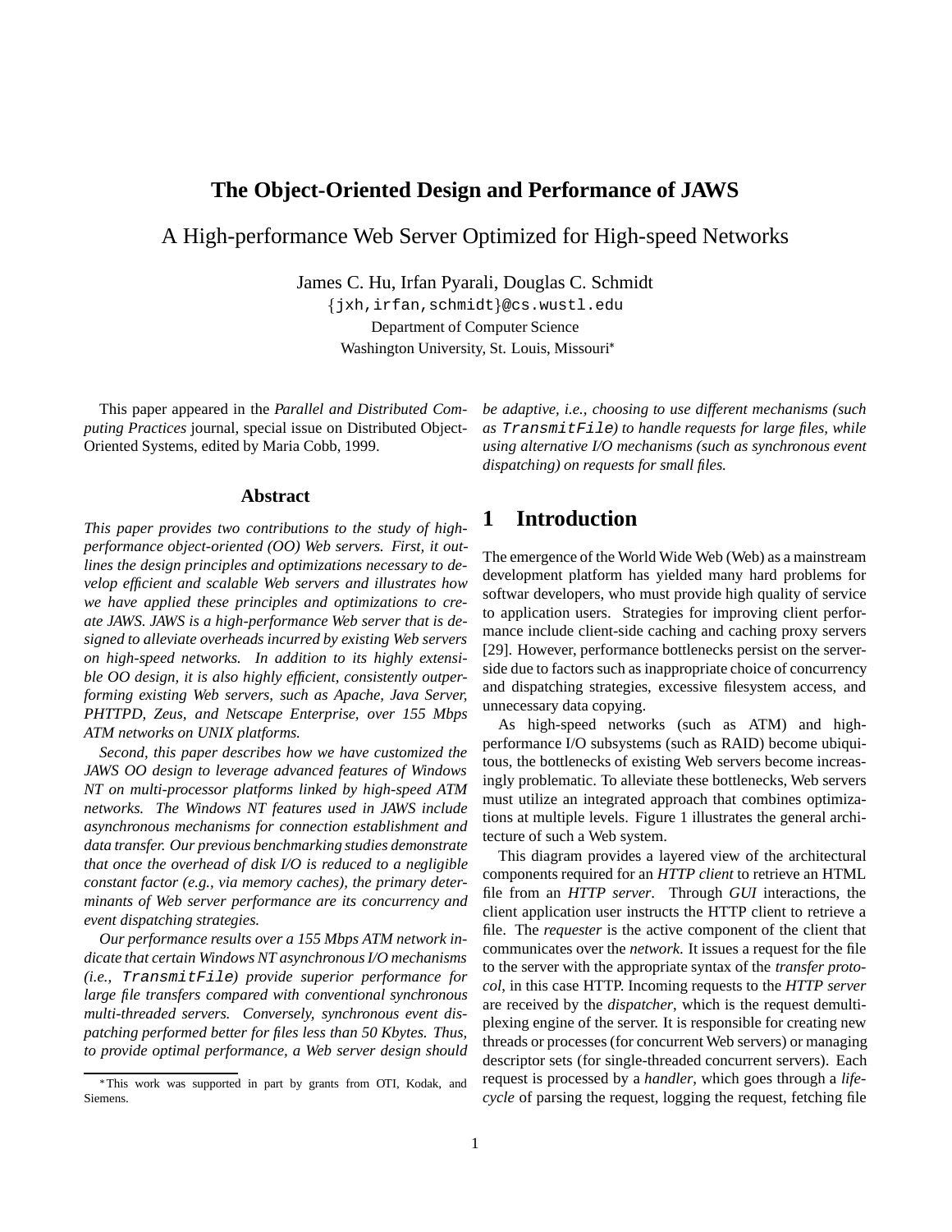# The Object-Oriented Design and Performance of JAWS

## A High-performance Web Server Optimized for High-speed Networks

James C. Hu, Irfan Pyarali, Douglas C. Schmidt
{jxh,irfan,schmidt}@cs.wustl.edu
Department of Computer Science
Washington University, St. Louis, Missouri*

This paper appeared in the *Parallel and Distributed Computing Practices* journal, special issue on Distributed Object-Oriented Systems, edited by Maria Cobb, 1999.

### Abstract

*This paper provides two contributions to the study of high-performance object-oriented (OO) Web servers. First, it outlines the design principles and optimizations necessary to develop efficient and scalable Web servers and illustrates how we have applied these principles and optimizations to create JAWS. JAWS is a high-performance Web server that is designed to alleviate overheads incurred by existing Web servers on high-speed networks. In addition to its highly extensible OO design, it is also highly efficient, consistently outperforming existing Web servers, such as Apache, Java Server, PHTTPD, Zeus, and Netscape Enterprise, over 155 Mbps ATM networks on UNIX platforms.*

*Second, this paper describes how we have customized the JAWS OO design to leverage advanced features of Windows NT on multi-processor platforms linked by high-speed ATM networks. The Windows NT features used in JAWS include asynchronous mechanisms for connection establishment and data transfer. Our previous benchmarking studies demonstrate that once the overhead of disk I/O is reduced to a negligible constant factor (e.g., via memory caches), the primary determinants of Web server performance are its concurrency and event dispatching strategies.*

*Our performance results over a 155 Mbps ATM network indicate that certain Windows NT asynchronous I/O mechanisms (i.e.,* `TransmitFile`*) provide superior performance for large file transfers compared with conventional synchronous multi-threaded servers. Conversely, synchronous event dispatching performed better for files less than 50 Kbytes. Thus, to provide optimal performance, a Web server design should be adaptive, i.e., choosing to use different mechanisms (such as* `TransmitFile`*) to handle requests for large files, while using alternative I/O mechanisms (such as synchronous event dispatching) on requests for small files.*

## 1 Introduction

The emergence of the World Wide Web (Web) as a mainstream development platform has yielded many hard problems for softwar developers, who must provide high quality of service to application users. Strategies for improving client performance include client-side caching and caching proxy servers [29]. However, performance bottlenecks persist on the server-side due to factors such as inappropriate choice of concurrency and dispatching strategies, excessive filesystem access, and unnecessary data copying.

As high-speed networks (such as ATM) and high-performance I/O subsystems (such as RAID) become ubiquitous, the bottlenecks of existing Web servers become increasingly problematic. To alleviate these bottlenecks, Web servers must utilize an integrated approach that combines optimizations at multiple levels. Figure 1 illustrates the general architecture of such a Web system.

This diagram provides a layered view of the architectural components required for an *HTTP client* to retrieve an HTML file from an *HTTP server*. Through *GUI* interactions, the client application user instructs the HTTP client to retrieve a file. The *requester* is the active component of the client that communicates over the *network*. It issues a request for the file to the server with the appropriate syntax of the *transfer protocol*, in this case HTTP. Incoming requests to the *HTTP server* are received by the *dispatcher*, which is the request demultiplexing engine of the server. It is responsible for creating new threads or processes (for concurrent Web servers) or managing descriptor sets (for single-threaded concurrent servers). Each request is processed by a *handler*, which goes through a *lifecycle* of parsing the request, logging the request, fetching file

*This work was supported in part by grants from OTI, Kodak, and Siemens.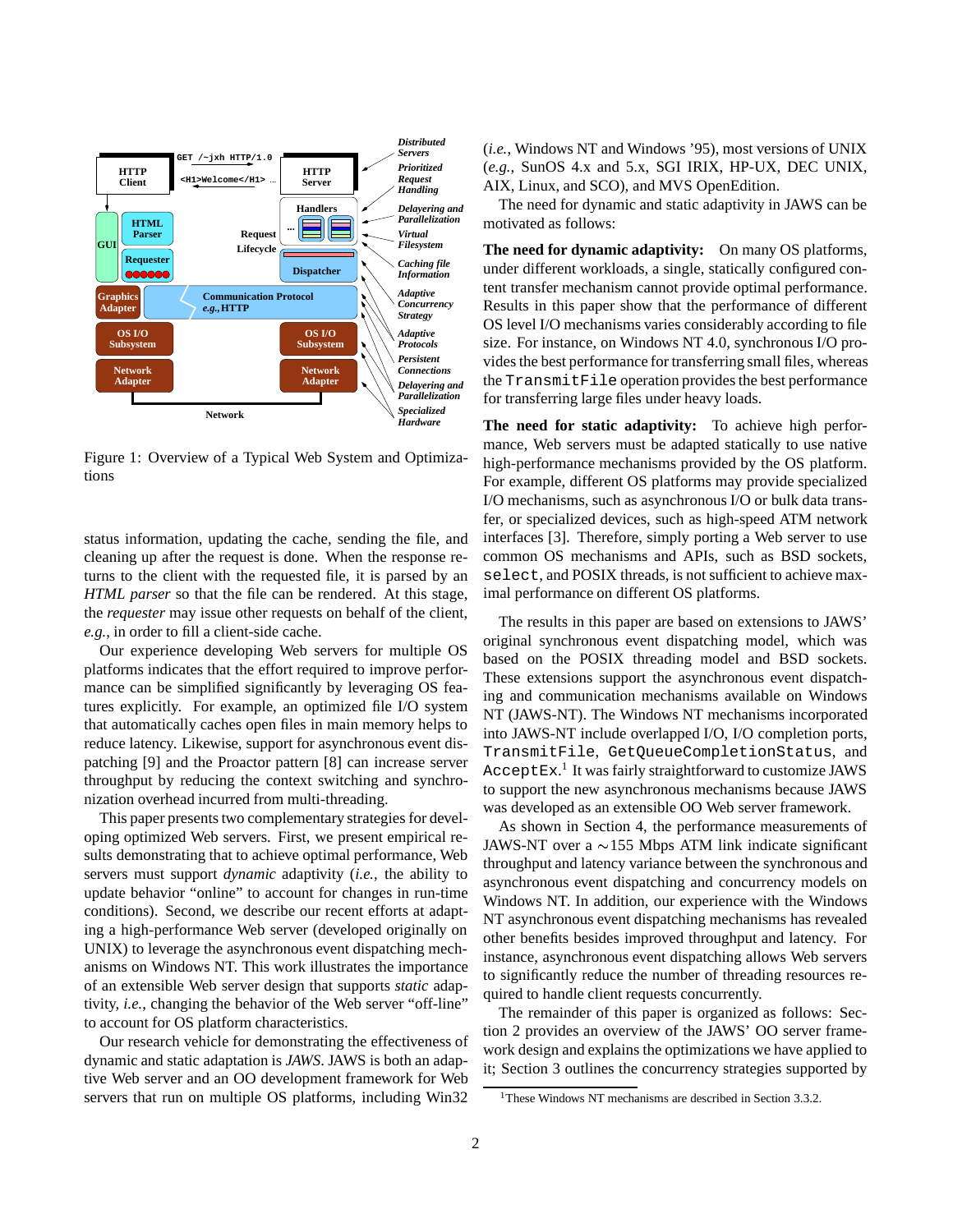Figure 1: Overview of a Typical Web System and Optimizations

status information, updating the cache, sending the file, and cleaning up after the request is done. When the response returns to the client with the requested file, it is parsed by an *HTML parser* so that the file can be rendered. At this stage, the *requester* may issue other requests on behalf of the client, *e.g.*, in order to fill a client-side cache.

Our experience developing Web servers for multiple OS platforms indicates that the effort required to improve performance can be simplified significantly by leveraging OS features explicitly. For example, an optimized file I/O system that automatically caches open files in main memory helps to reduce latency. Likewise, support for asynchronous event dispatching [9] and the Proactor pattern [8] can increase server throughput by reducing the context switching and synchronization overhead incurred from multi-threading.

This paper presents two complementary strategies for developing optimized Web servers. First, we present empirical results demonstrating that to achieve optimal performance, Web servers must support *dynamic* adaptivity (*i.e.*, the ability to update behavior "online" to account for changes in run-time conditions). Second, we describe our recent efforts at adapting a high-performance Web server (developed originally on UNIX) to leverage the asynchronous event dispatching mechanisms on Windows NT. This work illustrates the importance of an extensible Web server design that supports *static* adaptivity, *i.e.*, changing the behavior of the Web server "off-line" to account for OS platform characteristics.

Our research vehicle for demonstrating the effectiveness of dynamic and static adaptation is *JAWS*. JAWS is both an adaptive Web server and an OO development framework for Web servers that run on multiple OS platforms, including Win32 (*i.e.*, Windows NT and Windows '95), most versions of UNIX (*e.g.*, SunOS 4.x and 5.x, SGI IRIX, HP-UX, DEC UNIX, AIX, Linux, and SCO), and MVS OpenEdition.

The need for dynamic and static adaptivity in JAWS can be motivated as follows:

**The need for dynamic adaptivity:** On many OS platforms, under different workloads, a single, statically configured content transfer mechanism cannot provide optimal performance. Results in this paper show that the performance of different OS level I/O mechanisms varies considerably according to file size. For instance, on Windows NT 4.0, synchronous I/O provides the best performance for transferring small files, whereas the `TransmitFile` operation provides the best performance for transferring large files under heavy loads.

**The need for static adaptivity:** To achieve high performance, Web servers must be adapted statically to use native high-performance mechanisms provided by the OS platform. For example, different OS platforms may provide specialized I/O mechanisms, such as asynchronous I/O or bulk data transfer, or specialized devices, such as high-speed ATM network interfaces [3]. Therefore, simply porting a Web server to use common OS and communication mechanisms and APIs, such as BSD sockets, `select`, and POSIX threads, is not sufficient to achieve maximal performance on different OS platforms.

The results in this paper are based on extensions to JAWS' original synchronous event dispatching model, which was based on the POSIX threading model and BSD sockets. These extensions support the asynchronous event dispatching and communication mechanisms available on Windows NT (JAWS-NT). The Windows NT mechanisms incorporated into JAWS-NT include overlapped I/O, I/O completion ports, `TransmitFile`, `GetQueueCompletionStatus`, and `AcceptEx`.[1] It was fairly straightforward to customize JAWS to support the new asynchronous mechanisms because JAWS was developed as an extensible OO Web server framework.

As shown in Section 4, the performance measurements of JAWS-NT over a $\sim$155 Mbps ATM link indicate significant throughput and latency variance between the synchronous and asynchronous event dispatching and concurrency models on Windows NT. In addition, our experience with the Windows NT asynchronous event dispatching mechanisms has revealed other benefits besides improved throughput and latency. For instance, asynchronous event dispatching allows Web servers to significantly reduce the number of threading resources required to handle client requests concurrently.

The remainder of this paper is organized as follows: Section 2 provides an overview of the JAWS' OO server framework design and explains the optimizations we have applied to it; Section 3 outlines the concurrency strategies supported by

[1] These Windows NT mechanisms are described in Section 3.3.2.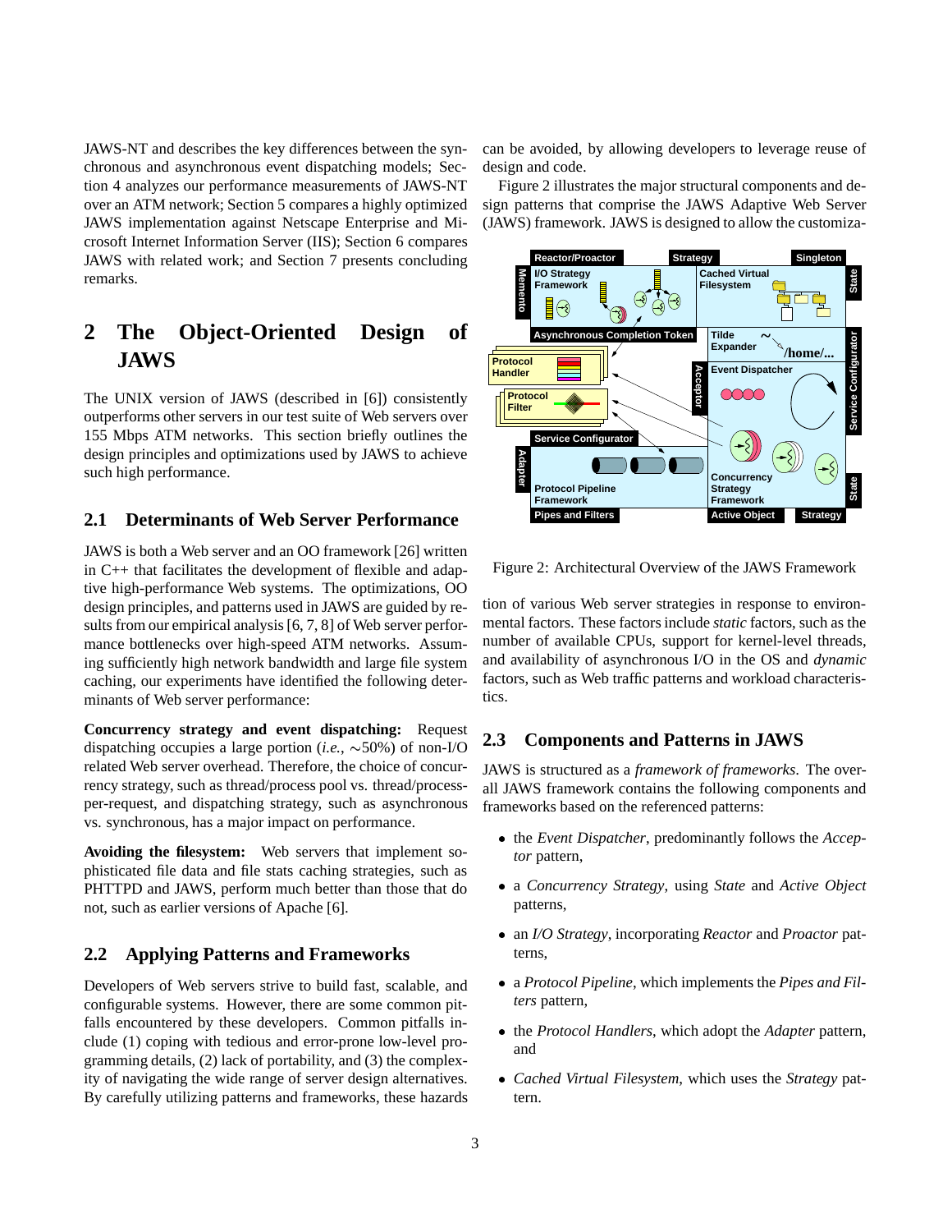JAWS-NT and describes the key differences between the synchronous and asynchronous event dispatching models; Section 4 analyzes our performance measurements of JAWS-NT over an ATM network; Section 5 compares a highly optimized JAWS implementation against Netscape Enterprise and Microsoft Internet Information Server (IIS); Section 6 compares JAWS with related work; and Section 7 presents concluding remarks.

## 2 The Object-Oriented Design of JAWS

The UNIX version of JAWS (described in [6]) consistently outperforms other servers in our test suite of Web servers over 155 Mbps ATM networks. This section briefly outlines the design principles and optimizations used by JAWS to achieve such high performance.

### 2.1 Determinants of Web Server Performance

JAWS is both a Web server and an OO framework [26] written in C++ that facilitates the development of flexible and adaptive high-performance Web systems. The optimizations, OO design principles, and patterns used in JAWS are guided by results from our empirical analysis [6, 7, 8] of Web server performance bottlenecks over high-speed ATM networks. Assuming sufficiently high network bandwidth and large file system caching, our experiments have identified the following determinants of Web server performance:

**Concurrency strategy and event dispatching:** Request dispatching occupies a large portion (*i.e.*, ~50%) of non-I/O related Web server overhead. Therefore, the choice of concurrency strategy, such as thread/process pool vs. thread/process-per-request, and dispatching strategy, such as asynchronous vs. synchronous, has a major impact on performance.

**Avoiding the filesystem:** Web servers that implement sophisticated file data and file stats caching strategies, such as PHTTPD and JAWS, perform much better than those that do not, such as earlier versions of Apache [6].

### 2.2 Applying Patterns and Frameworks

Developers of Web servers strive to build fast, scalable, and configurable systems. However, there are some common pitfalls encountered by these developers. Common pitfalls include (1) coping with tedious and error-prone low-level programming details, (2) lack of portability, and (3) the complexity of navigating the wide range of server design alternatives. By carefully utilizing patterns and frameworks, these hazards can be avoided, by allowing developers to leverage reuse of design and code.

Figure 2 illustrates the major structural components and design patterns that comprise the JAWS Adaptive Web Server (JAWS) framework. JAWS is designed to allow the customization of various Web server strategies in response to environmental factors. These factors include *static* factors, such as the number of available CPUs, support for kernel-level threads, and availability of asynchronous I/O in the OS and *dynamic* factors, such as Web traffic patterns and workload characteristics.

Figure 2: Architectural Overview of the JAWS Framework

### 2.3 Components and Patterns in JAWS

JAWS is structured as a *framework of frameworks*. The overall JAWS framework contains the following components and frameworks based on the referenced patterns:

- the *Event Dispatcher*, predominantly follows the *Acceptor* pattern,
- a *Concurrency Strategy*, using *State* and *Active Object* patterns,
- an *I/O Strategy*, incorporating *Reactor* and *Proactor* patterns,
- a *Protocol Pipeline*, which implements the *Pipes and Filters* pattern,
- the *Protocol Handlers*, which adopt the *Adapter* pattern, and
- *Cached Virtual Filesystem*, which uses the *Strategy* pattern.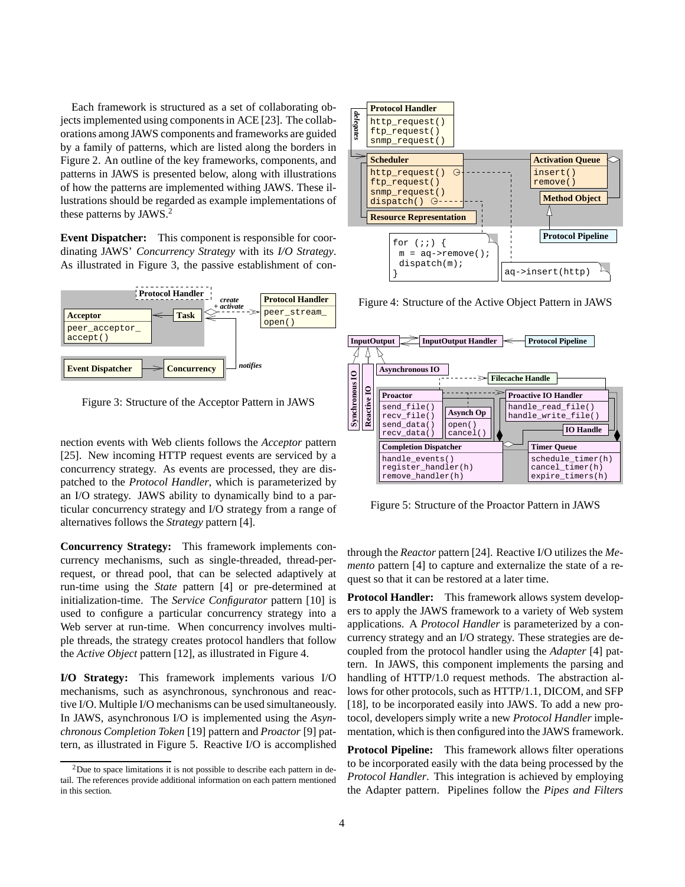Each framework is structured as a set of collaborating objects implemented using components in ACE [23]. The collaborations among JAWS components and frameworks are guided by a family of patterns, which are listed along the borders in Figure 2. An outline of the key frameworks, components, and patterns in JAWS is presented below, along with illustrations of how the patterns are implemented withing JAWS. These illustrations should be regarded as example implementations of these patterns by JAWS.[2]

**Event Dispatcher:** This component is responsible for coordinating JAWS' *Concurrency Strategy* with its *I/O Strategy*. As illustrated in Figure 3, the passive establishment of connection events with Web clients follows the *Acceptor* pattern [25]. New incoming HTTP request events are serviced by a concurrency strategy. As events are processed, they are dispatched to the *Protocol Handler*, which is parameterized by an I/O strategy. JAWS ability to dynamically bind to a particular concurrency strategy and I/O strategy from a range of alternatives follows the *Strategy* pattern [4].

Figure 3: Structure of the Acceptor Pattern in JAWS

**Concurrency Strategy:** This framework implements concurrency mechanisms, such as single-threaded, thread-per-request, or thread pool, that can be selected adaptively at run-time using the *State* pattern [4] or pre-determined at initialization-time. The *Service Configurator* pattern [10] is used to configure a particular concurrency strategy into a Web server at run-time. When concurrency involves multiple threads, the strategy creates protocol handlers that follow the *Active Object* pattern [12], as illustrated in Figure 4.

**I/O Strategy:** This framework implements various I/O mechanisms, such as asynchronous, synchronous and reactive I/O. Multiple I/O mechanisms can be used simultaneously. In JAWS, asynchronous I/O is implemented using the *Asynchronous Completion Token* [19] pattern and *Proactor* [9] pattern, as illustrated in Figure 5. Reactive I/O is accomplished through the *Reactor* pattern [24]. Reactive I/O utilizes the *Memento* pattern [4] to capture and externalize the state of a request so that it can be restored at a later time.

[2] Due to space limitations it is not possible to describe each pattern in detail. The references provide additional information on each pattern mentioned in this section.

Figure 4: Structure of the Active Object Pattern in JAWS

Figure 5: Structure of the Proactor Pattern in JAWS

**Protocol Handler:** This framework allows system developers to apply the JAWS framework to a variety of Web system applications. A *Protocol Handler* is parameterized by a concurrency strategy and an I/O strategy. These strategies are decoupled from the protocol handler using the *Adapter* [4] pattern. In JAWS, this component implements the parsing and handling of HTTP/1.0 request methods. The abstraction allows for other protocols, such as HTTP/1.1, DICOM, and SFP [18], to be incorporated easily into JAWS. To add a new protocol, developers simply write a new *Protocol Handler* implementation, which is then configured into the JAWS framework.

**Protocol Pipeline:** This framework allows filter operations to be incorporated easily with the data being processed by the *Protocol Handler*. This integration is achieved by employing the Adapter pattern. Pipelines follow the *Pipes and Filters*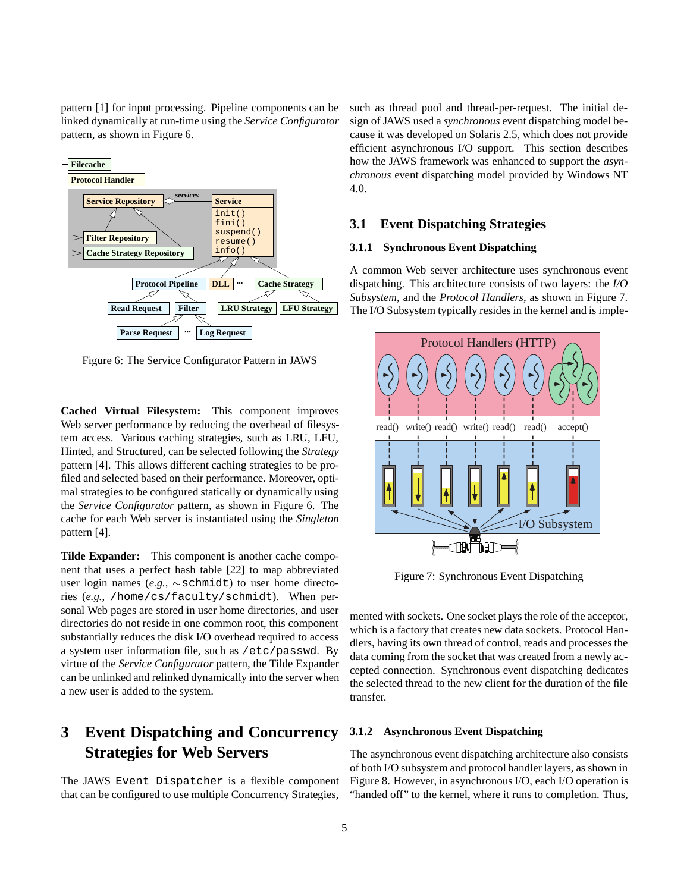pattern [1] for input processing. Pipeline components can be linked dynamically at run-time using the *Service Configurator* pattern, as shown in Figure 6.

Figure 6: The Service Configurator Pattern in JAWS

**Cached Virtual Filesystem:** This component improves Web server performance by reducing the overhead of filesystem access. Various caching strategies, such as LRU, LFU, Hinted, and Structured, can be selected following the *Strategy* pattern [4]. This allows different caching strategies to be profiled and selected based on their performance. Moreover, optimal strategies to be configured statically or dynamically using the *Service Configurator* pattern, as shown in Figure 6. The cache for each Web server is instantiated using the *Singleton* pattern [4].

**Tilde Expander:** This component is another cache component that uses a perfect hash table [22] to map abbreviated user login names (*e.g.*, ~schmidt) to user home directories (*e.g.*, /home/cs/faculty/schmidt). When personal Web pages are stored in user home directories, and user directories do not reside in one common root, this component substantially reduces the disk I/O overhead required to access a system user information file, such as /etc/passwd. By virtue of the *Service Configurator* pattern, the Tilde Expander can be unlinked and relinked dynamically into the server when a new user is added to the system.

# 3 Event Dispatching and Concurrency Strategies for Web Servers

The JAWS Event Dispatcher is a flexible component that can be configured to use multiple Concurrency Strategies, such as thread pool and thread-per-request. The initial design of JAWS used a *synchronous* event dispatching model because it was developed on Solaris 2.5, which does not provide efficient asynchronous I/O support. This section describes how the JAWS framework was enhanced to support the *asynchronous* event dispatching model provided by Windows NT 4.0.

## 3.1 Event Dispatching Strategies

### 3.1.1 Synchronous Event Dispatching

A common Web server architecture uses synchronous event dispatching. This architecture consists of two layers: the *I/O Subsystem*, and the *Protocol Handlers*, as shown in Figure 7. The I/O Subsystem typically resides in the kernel and is implemented with sockets. One socket plays the role of the acceptor, which is a factory that creates new data sockets. Protocol Handlers, having its own thread of control, reads and processes the data coming from the socket that was created from a newly accepted connection. Synchronous event dispatching dedicates the selected thread to the new client for the duration of the file transfer.

Figure 7: Synchronous Event Dispatching

### 3.1.2 Asynchronous Event Dispatching

The asynchronous event dispatching architecture also consists of both I/O subsystem and protocol handler layers, as shown in Figure 8. However, in asynchronous I/O, each I/O operation is "handed off" to the kernel, where it runs to completion. Thus,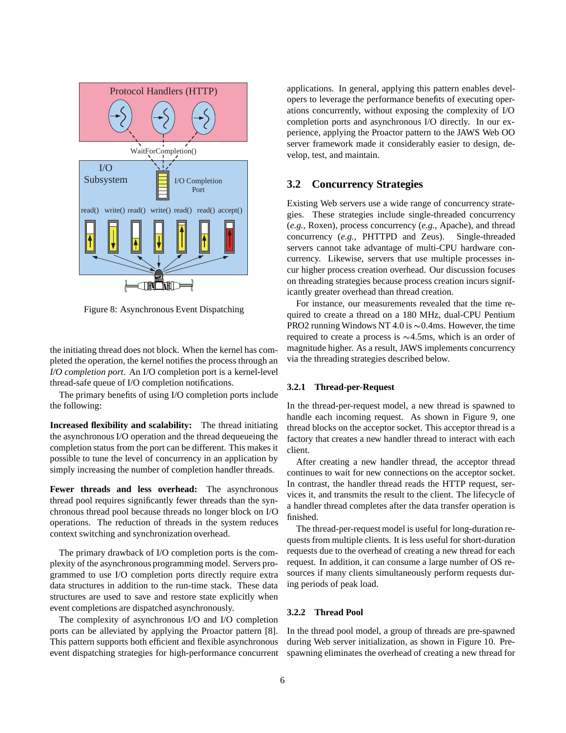Figure 8: Asynchronous Event Dispatching

the initiating thread does not block. When the kernel has completed the operation, the kernel notifies the process through an *I/O completion port*. An I/O completion port is a kernel-level thread-safe queue of I/O completion notifications.

The primary benefits of using I/O completion ports include the following:

**Increased flexibility and scalability:** The thread initiating the asynchronous I/O operation and the thread dequeueing the completion status from the port can be different. This makes it possible to tune the level of concurrency in an application by simply increasing the number of completion handler threads.

**Fewer threads and less overhead:** The asynchronous thread pool requires significantly fewer threads than the synchronous thread pool because threads no longer block on I/O operations. The reduction of threads in the system reduces context switching and synchronization overhead.

The primary drawback of I/O completion ports is the complexity of the asynchronous programming model. Servers programmed to use I/O completion ports directly require extra data structures in addition to the run-time stack. These data structures are used to save and restore state explicitly when event completions are dispatched asynchronously.

The complexity of asynchronous I/O and I/O completion ports can be alleviated by applying the Proactor pattern [8]. This pattern supports both efficient and flexible asynchronous event dispatching strategies for high-performance concurrent applications. In general, applying this pattern enables developers to leverage the performance benefits of executing operations concurrently, without exposing the complexity of I/O completion ports and asynchronous I/O directly. In our experience, applying the Proactor pattern to the JAWS Web OO server framework made it considerably easier to design, develop, test, and maintain.

## 3.2 Concurrency Strategies

Existing Web servers use a wide range of concurrency strategies. These strategies include single-threaded concurrency (*e.g.,* Roxen), process concurrency (*e.g.,* Apache), and thread concurrency (*e.g.,* PHTTPD and Zeus). Single-threaded servers cannot take advantage of multi-CPU hardware concurrency. Likewise, servers that use multiple processes incur higher process creation overhead. Our discussion focuses on threading strategies because process creation incurs significantly greater overhead than thread creation.

For instance, our measurements revealed that the time required to create a thread on a 180 MHz, dual-CPU Pentium PRO2 running Windows NT 4.0 is ~0.4ms. However, the time required to create a process is ~4.5ms, which is an order of magnitude higher. As a result, JAWS implements concurrency via the threading strategies described below.

### 3.2.1 Thread-per-Request

In the thread-per-request model, a new thread is spawned to handle each incoming request. As shown in Figure 9, one thread blocks on the acceptor socket. This acceptor thread is a factory that creates a new handler thread to interact with each client.

After creating a new handler thread, the acceptor thread continues to wait for new connections on the acceptor socket. In contrast, the handler thread reads the HTTP request, services it, and transmits the result to the client. The lifecycle of a handler thread completes after the data transfer operation is finished.

The thread-per-request model is useful for long-duration requests from multiple clients. It is less useful for short-duration requests due to the overhead of creating a new thread for each request. In addition, it can consume a large number of OS resources if many clients simultaneously perform requests during periods of peak load.

### 3.2.2 Thread Pool

In the thread pool model, a group of threads are pre-spawned during Web server initialization, as shown in Figure 10. Pre-spawning eliminates the overhead of creating a new thread for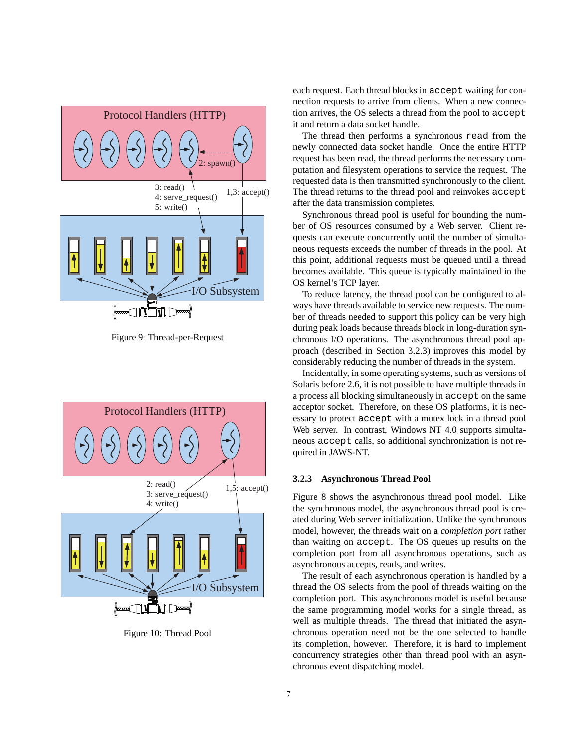Protocol Handlers (HTTP)

2: spawn()

3: read()
4: serve_request()
5: write()

1,3: accept()

I/O Subsystem

Figure 9: Thread-per-Request

Protocol Handlers (HTTP)

2: read()
3: serve_request()
4: write()

1,5: accept()

I/O Subsystem

Figure 10: Thread Pool

each request. Each thread blocks in `accept` waiting for connection requests to arrive from clients. When a new connection arrives, the OS selects a thread from the pool to `accept` it and return a data socket handle.

The thread then performs a synchronous `read` from the newly connected data socket handle. Once the entire HTTP request has been read, the thread performs the necessary computation and filesystem operations to service the request. The requested data is then transmitted synchronously to the client. The thread returns to the thread pool and reinvokes `accept` after the data transmission completes.

Synchronous thread pool is useful for bounding the number of OS resources consumed by a Web server. Client requests can execute concurrently until the number of simultaneous requests exceeds the number of threads in the pool. At this point, additional requests must be queued until a thread becomes available. This queue is typically maintained in the OS kernel's TCP layer.

To reduce latency, the thread pool can be configured to always have threads available to service new requests. The number of threads needed to support this policy can be very high during peak loads because threads block in long-duration synchronous I/O operations. The asynchronous thread pool approach (described in Section 3.2.3) improves this model by considerably reducing the number of threads in the system.

Incidentally, in some operating systems, such as versions of Solaris before 2.6, it is not possible to have multiple threads in a process all blocking simultaneously in `accept` on the same acceptor socket. Therefore, on these OS platforms, it is necessary to protect `accept` with a mutex lock in a thread pool Web server. In contrast, Windows NT 4.0 supports simultaneous `accept` calls, so additional synchronization is not required in JAWS-NT.

### 3.2.3 Asynchronous Thread Pool

Figure 8 shows the asynchronous thread pool model. Like the synchronous model, the asynchronous thread pool is created during Web server initialization. Unlike the synchronous model, however, the threads wait on a *completion port* rather than waiting on `accept`. The OS queues up results on the completion port from all asynchronous operations, such as asynchronous accepts, reads, and writes.

The result of each asynchronous operation is handled by a thread the OS selects from the pool of threads waiting on the completion port. This asynchronous model is useful because the same programming model works for a single thread, as well as multiple threads. The thread that initiated the asynchronous operation need not be the one selected to handle its completion, however. Therefore, it is hard to implement concurrency strategies other than thread pool with an asynchronous event dispatching model.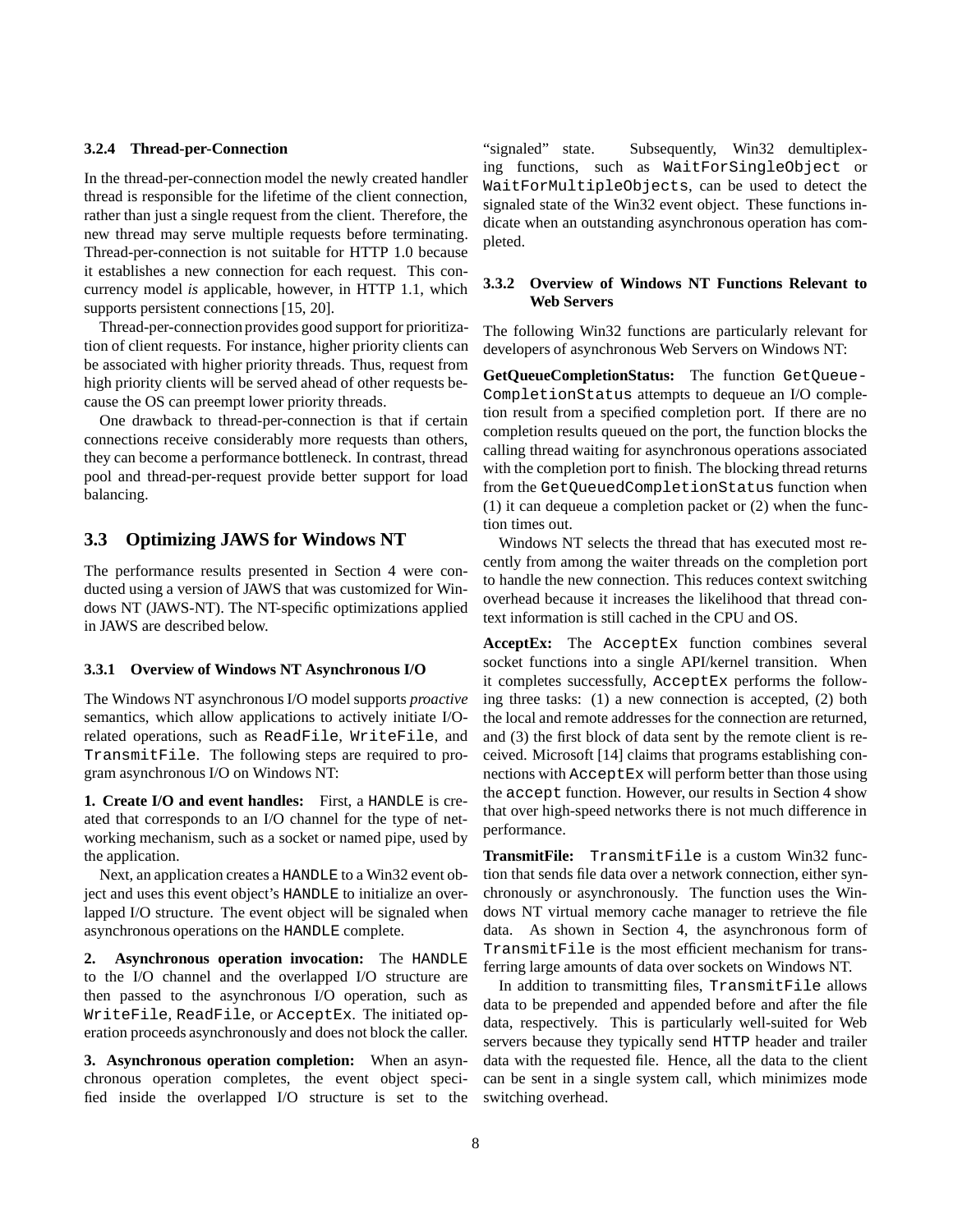#### 3.2.4 Thread-per-Connection

In the thread-per-connection model the newly created handler thread is responsible for the lifetime of the client connection, rather than just a single request from the client. Therefore, the new thread may serve multiple requests before terminating. Thread-per-connection is not suitable for HTTP 1.0 because it establishes a new connection for each request. This concurrency model *is* applicable, however, in HTTP 1.1, which supports persistent connections [15, 20].

Thread-per-connection provides good support for prioritization of client requests. For instance, higher priority clients can be associated with higher priority threads. Thus, request from high priority clients will be served ahead of other requests because the OS can preempt lower priority threads.

One drawback to thread-per-connection is that if certain connections receive considerably more requests than others, they can become a performance bottleneck. In contrast, thread pool and thread-per-request provide better support for load balancing.

## 3.3 Optimizing JAWS for Windows NT

The performance results presented in Section 4 were conducted using a version of JAWS that was customized for Windows NT (JAWS-NT). The NT-specific optimizations applied in JAWS are described below.

#### 3.3.1 Overview of Windows NT Asynchronous I/O

The Windows NT asynchronous I/O model supports *proactive* semantics, which allow applications to actively initiate I/O-related operations, such as `ReadFile`, `WriteFile`, and `TransmitFile`. The following steps are required to program asynchronous I/O on Windows NT:

**1. Create I/O and event handles:** First, a `HANDLE` is created that corresponds to an I/O channel for the type of networking mechanism, such as a socket or named pipe, used by the application.

Next, an application creates a `HANDLE` to a Win32 event object and uses this event object's `HANDLE` to initialize an overlapped I/O structure. The event object will be signaled when asynchronous operations on the `HANDLE` complete.

**2. Asynchronous operation invocation:** The `HANDLE` to the I/O channel and the overlapped I/O structure are then passed to the asynchronous I/O operation, such as `WriteFile`, `ReadFile`, or `AcceptEx`. The initiated operation proceeds asynchronously and does not block the caller.

**3. Asynchronous operation completion:** When an asynchronous operation completes, the event object specified inside the overlapped I/O structure is set to the "signaled" state. Subsequently, Win32 demultiplexing functions, such as `WaitForSingleObject` or `WaitForMultipleObjects`, can be used to detect the signaled state of the Win32 event object. These functions indicate when an outstanding asynchronous operation has completed.

#### 3.3.2 Overview of Windows NT Functions Relevant to Web Servers

The following Win32 functions are particularly relevant for developers of asynchronous Web Servers on Windows NT:

**GetQueueCompletionStatus:** The function `GetQueue-CompletionStatus` attempts to dequeue an I/O completion result from a specified completion port. If there are no completion results queued on the port, the function blocks the calling thread waiting for asynchronous operations associated with the completion port to finish. The blocking thread returns from the `GetQueuedCompletionStatus` function when (1) it can dequeue a completion packet or (2) when the function times out.

Windows NT selects the thread that has executed most recently from among the waiter threads on the completion port to handle the new connection. This reduces context switching overhead because it increases the likelihood that thread context information is still cached in the CPU and OS.

**AcceptEx:** The `AcceptEx` function combines several socket functions into a single API/kernel transition. When it completes successfully, `AcceptEx` performs the following three tasks: (1) a new connection is accepted, (2) both the local and remote addresses for the connection are returned, and (3) the first block of data sent by the remote client is received. Microsoft [14] claims that programs establishing connections with `AcceptEx` will perform better than those using the `accept` function. However, our results in Section 4 show that over high-speed networks there is not much difference in performance.

**TransmitFile:** `TransmitFile` is a custom Win32 function that sends file data over a network connection, either synchronously or asynchronously. The function uses the Windows NT virtual memory cache manager to retrieve the file data. As shown in Section 4, the asynchronous form of `TransmitFile` is the most efficient mechanism for transferring large amounts of data over sockets on Windows NT.

In addition to transmitting files, `TransmitFile` allows data to be prepended and appended before and after the file data, respectively. This is particularly well-suited for Web servers because they typically send `HTTP` header and trailer data with the requested file. Hence, all the data to the client can be sent in a single system call, which minimizes mode switching overhead.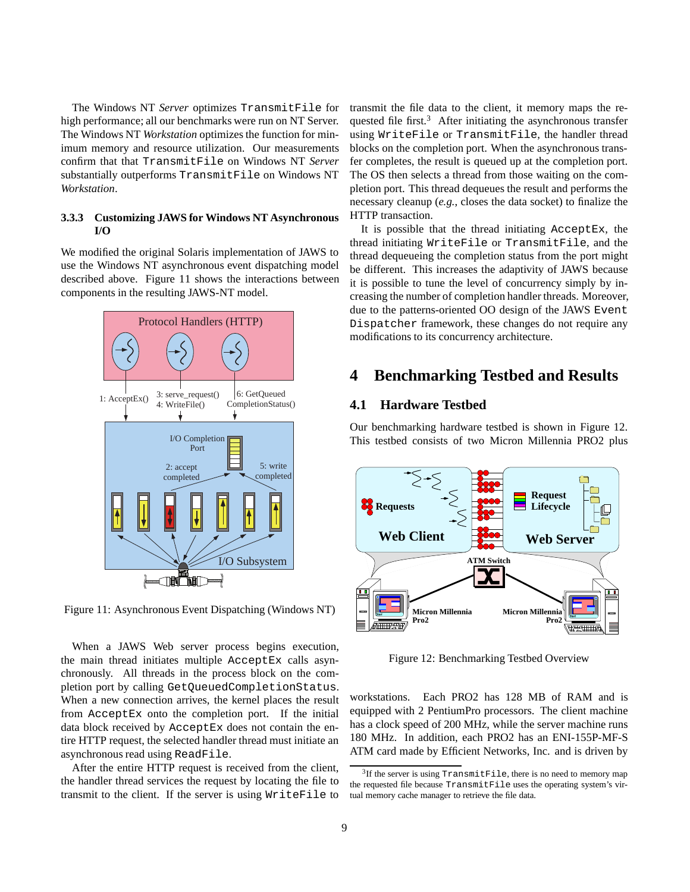The Windows NT *Server* optimizes `TransmitFile` for high performance; all our benchmarks were run on NT Server. The Windows NT *Workstation* optimizes the function for minimum memory and resource utilization. Our measurements confirm that that `TransmitFile` on Windows NT *Server* substantially outperforms `TransmitFile` on Windows NT *Workstation*.

### 3.3.3 Customizing JAWS for Windows NT Asynchronous I/O

We modified the original Solaris implementation of JAWS to use the Windows NT asynchronous event dispatching model described above. Figure 11 shows the interactions between components in the resulting JAWS-NT model.

Figure 11: Asynchronous Event Dispatching (Windows NT)

When a JAWS Web server process begins execution, the main thread initiates multiple `AcceptEx` calls asynchronously. All threads in the process block on the completion port by calling `GetQueuedCompletionStatus`. When a new connection arrives, the kernel places the result from `AcceptEx` onto the completion port. If the initial data block received by `AcceptEx` does not contain the entire HTTP request, the selected handler thread must initiate an asynchronous read using `ReadFile`.

After the entire HTTP request is received from the client, the handler thread services the request by locating the file to transmit to the client. If the server is using `WriteFile` to transmit the file data to the client, it memory maps the requested file first.[3] After initiating the asynchronous transfer using `WriteFile` or `TransmitFile`, the handler thread blocks on the completion port. When the asynchronous transfer completes, the result is queued up at the completion port. The OS then selects a thread from those waiting on the completion port. This thread dequeues the result and performs the necessary cleanup (*e.g.*, closes the data socket) to finalize the HTTP transaction.

It is possible that the thread initiating `AcceptEx`, the thread initiating `WriteFile` or `TransmitFile`, and the thread dequeueing the completion status from the port might be different. This increases the adaptivity of JAWS because it is possible to tune the level of concurrency simply by increasing the number of completion handler threads. Moreover, due to the patterns-oriented OO design of the JAWS `Event Dispatcher` framework, these changes do not require any modifications to its concurrency architecture.

# 4 Benchmarking Testbed and Results

## 4.1 Hardware Testbed

Our benchmarking hardware testbed is shown in Figure 12. This testbed consists of two Micron Millennia PRO2 plus workstations. Each PRO2 has 128 MB of RAM and is equipped with 2 PentiumPro processors. The client machine has a clock speed of 200 MHz, while the server machine runs 180 MHz. In addition, each PRO2 has an ENI-155P-MF-S ATM card made by Efficient Networks, Inc. and is driven by

Figure 12: Benchmarking Testbed Overview

[3] If the server is using `TransmitFile`, there is no need to memory map the requested file because `TransmitFile` uses the operating system's virtual memory cache manager to retrieve the file data.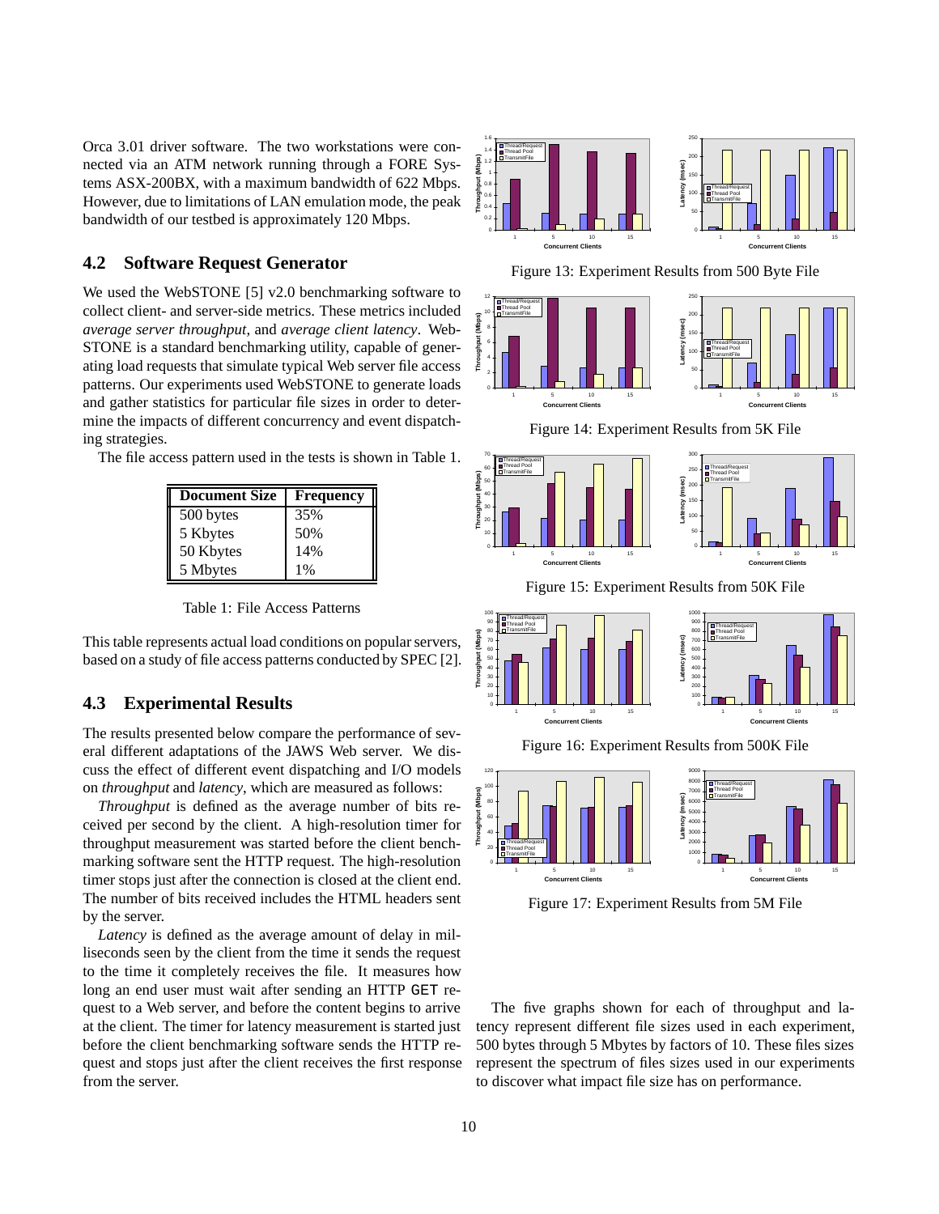Orca 3.01 driver software. The two workstations were connected via an ATM network running through a FORE Systems ASX-200BX, with a maximum bandwidth of 622 Mbps. However, due to limitations of LAN emulation mode, the peak bandwidth of our testbed is approximately 120 Mbps.

### 4.2 Software Request Generator

We used the WebSTONE [5] v2.0 benchmarking software to collect client- and server-side metrics. These metrics included *average server throughput*, and *average client latency*. WebSTONE is a standard benchmarking utility, capable of generating load requests that simulate typical Web server file access patterns. Our experiments used WebSTONE to generate loads and gather statistics for particular file sizes in order to determine the impacts of different concurrency and event dispatching strategies.

The file access pattern used in the tests is shown in Table 1.

| Document Size | Frequency |
|---|---|
| 500 bytes | 35% |
| 5 Kbytes | 50% |
| 50 Kbytes | 14% |
| 5 Mbytes | 1% |

Table 1: File Access Patterns

This table represents actual load conditions on popular servers, based on a study of file access patterns conducted by SPEC [2].

### 4.3 Experimental Results

The results presented below compare the performance of several different adaptations of the JAWS Web server. We discuss the effect of different event dispatching and I/O models on *throughput* and *latency*, which are measured as follows:

*Throughput* is defined as the average number of bits received per second by the client. A high-resolution timer for throughput measurement was started before the client benchmarking software sent the HTTP request. The high-resolution timer stops just after the connection is closed at the client end. The number of bits received includes the HTML headers sent by the server.

*Latency* is defined as the average amount of delay in milliseconds seen by the client from the time it sends the request to the time it completely receives the file. It measures how long an end user must wait after sending an HTTP GET request to a Web server, and before the content begins to arrive at the client. The timer for latency measurement is started just before the client benchmarking software sends the HTTP request and stops just after the client receives the first response from the server.

Figure 13: Experiment Results from 500 Byte File

Figure 14: Experiment Results from 5K File

Figure 15: Experiment Results from 50K File

Figure 16: Experiment Results from 500K File

Figure 17: Experiment Results from 5M File

The five graphs shown for each of throughput and latency represent different file sizes used in each experiment, 500 bytes through 5 Mbytes by factors of 10. These files sizes represent the spectrum of files sizes used in our experiments to discover what impact file size has on performance.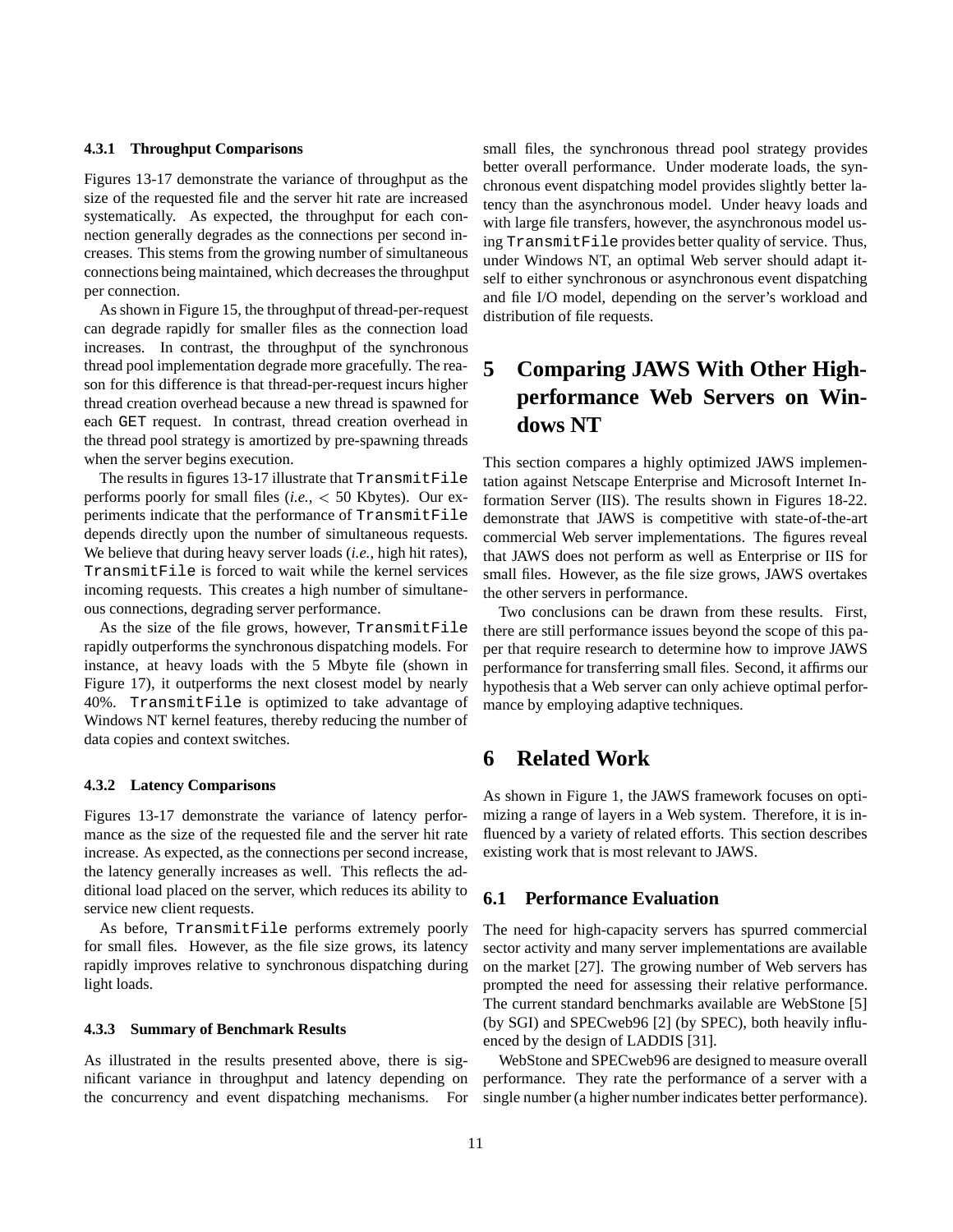#### 4.3.1 Throughput Comparisons

Figures 13-17 demonstrate the variance of throughput as the size of the requested file and the server hit rate are increased systematically. As expected, the throughput for each connection generally degrades as the connections per second increases. This stems from the growing number of simultaneous connections being maintained, which decreases the throughput per connection.

As shown in Figure 15, the throughput of thread-per-request can degrade rapidly for smaller files as the connection load increases. In contrast, the throughput of the synchronous thread pool implementation degrade more gracefully. The reason for this difference is that thread-per-request incurs higher thread creation overhead because a new thread is spawned for each `GET` request. In contrast, thread creation overhead in the thread pool strategy is amortized by pre-spawning threads when the server begins execution.

The results in figures 13-17 illustrate that `TransmitFile` performs poorly for small files (*i.e.*, $<$ 50 Kbytes). Our experiments indicate that the performance of `TransmitFile` depends directly upon the number of simultaneous requests. We believe that during heavy server loads (*i.e.*, high hit rates), `TransmitFile` is forced to wait while the kernel services incoming requests. This creates a high number of simultaneous connections, degrading server performance.

As the size of the file grows, however, `TransmitFile` rapidly outperforms the synchronous dispatching models. For instance, at heavy loads with the 5 Mbyte file (shown in Figure 17), it outperforms the next closest model by nearly 40%. `TransmitFile` is optimized to take advantage of Windows NT kernel features, thereby reducing the number of data copies and context switches.

#### 4.3.2 Latency Comparisons

Figures 13-17 demonstrate the variance of latency performance as the size of the requested file and the server hit rate increase. As expected, as the connections per second increase, the latency generally increases as well. This reflects the additional load placed on the server, which reduces its ability to service new client requests.

As before, `TransmitFile` performs extremely poorly for small files. However, as the file size grows, its latency rapidly improves relative to synchronous dispatching during light loads.

#### 4.3.3 Summary of Benchmark Results

As illustrated in the results presented above, there is significant variance in throughput and latency depending on the concurrency and event dispatching mechanisms. For small files, the synchronous thread pool strategy provides better overall performance. Under moderate loads, the synchronous event dispatching model provides slightly better latency than the asynchronous model. Under heavy loads and with large file transfers, however, the asynchronous model using `TransmitFile` provides better quality of service. Thus, under Windows NT, an optimal Web server should adapt itself to either synchronous or asynchronous event dispatching and file I/O model, depending on the server's workload and distribution of file requests.

# 5 Comparing JAWS With Other High-performance Web Servers on Windows NT

This section compares a highly optimized JAWS implementation against Netscape Enterprise and Microsoft Internet Information Server (IIS). The results shown in Figures 18-22. demonstrate that JAWS is competitive with state-of-the-art commercial Web server implementations. The figures reveal that JAWS does not perform as well as Enterprise or IIS for small files. However, as the file size grows, JAWS overtakes the other servers in performance.

Two conclusions can be drawn from these results. First, there are still performance issues beyond the scope of this paper that require research to determine how to improve JAWS performance for transferring small files. Second, it affirms our hypothesis that a Web server can only achieve optimal performance by employing adaptive techniques.

# 6 Related Work

As shown in Figure 1, the JAWS framework focuses on optimizing a range of layers in a Web system. Therefore, it is influenced by a variety of related efforts. This section describes existing work that is most relevant to JAWS.

## 6.1 Performance Evaluation

The need for high-capacity servers has spurred commercial sector activity and many server implementations are available on the market [27]. The growing number of Web servers has prompted the need for assessing their relative performance. The current standard benchmarks available are WebStone [5] (by SGI) and SPECweb96 [2] (by SPEC), both heavily influenced by the design of LADDIS [31].

WebStone and SPECweb96 are designed to measure overall performance. They rate the performance of a server with a single number (a higher number indicates better performance).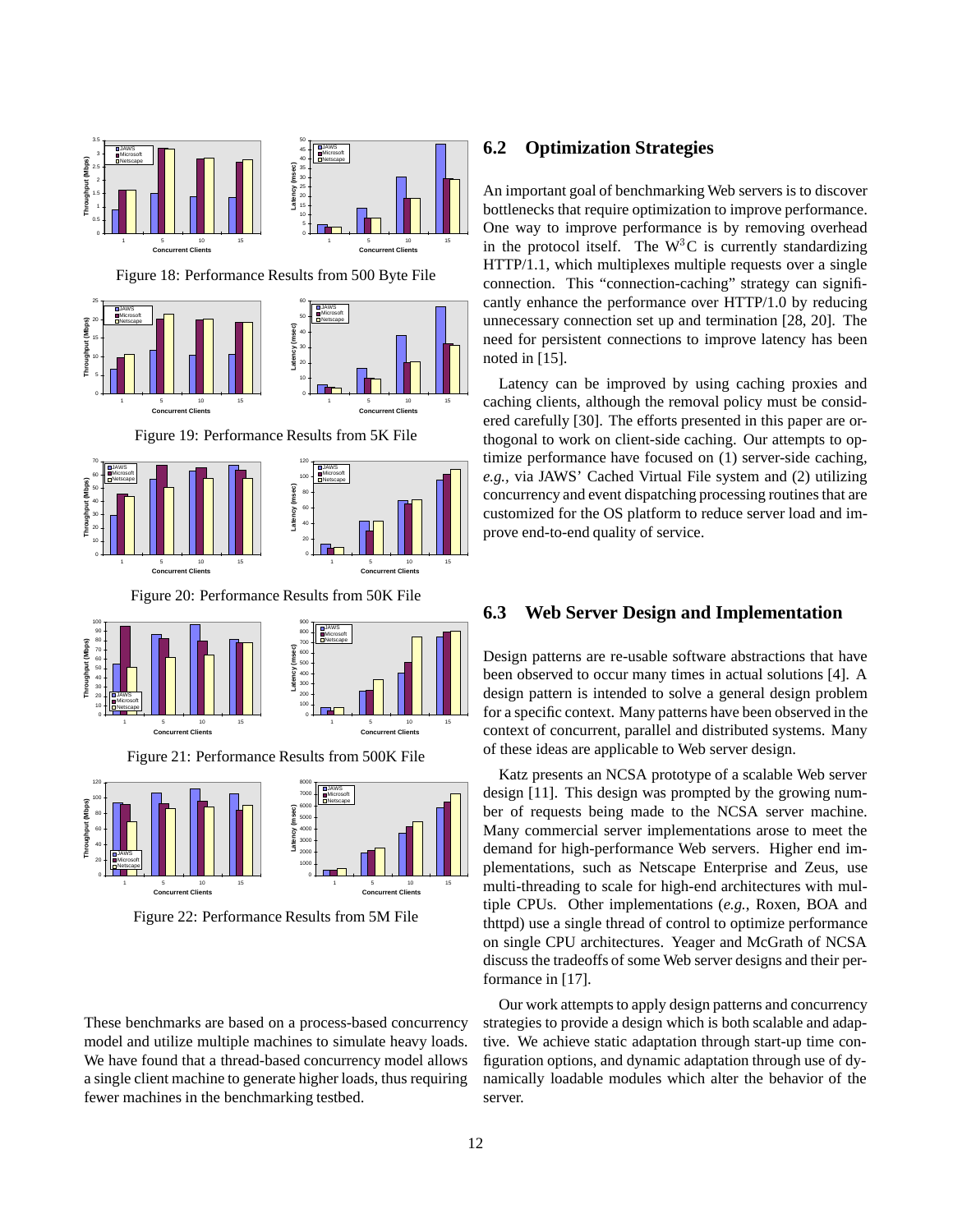Figure 18: Performance Results from 500 Byte File

Figure 19: Performance Results from 5K File

Figure 20: Performance Results from 50K File

Figure 21: Performance Results from 500K File

Figure 22: Performance Results from 5M File

These benchmarks are based on a process-based concurrency model and utilize multiple machines to simulate heavy loads. We have found that a thread-based concurrency model allows a single client machine to generate higher loads, thus requiring fewer machines in the benchmarking testbed.

### 6.2 Optimization Strategies

An important goal of benchmarking Web servers is to discover bottlenecks that require optimization to improve performance. One way to improve performance is by removing overhead in the protocol itself. The $W^3C$ is currently standardizing HTTP/1.1, which multiplexes multiple requests over a single connection. This "connection-caching" strategy can significantly enhance the performance over HTTP/1.0 by reducing unnecessary connection set up and termination [28, 20]. The need for persistent connections to improve latency has been noted in [15].

Latency can be improved by using caching proxies and caching clients, although the removal policy must be considered carefully [30]. The efforts presented in this paper are orthogonal to work on client-side caching. Our attempts to optimize performance have focused on (1) server-side caching, *e.g.*, via JAWS' Cached Virtual File system and (2) utilizing concurrency and event dispatching processing routines that are customized for the OS platform to reduce server load and improve end-to-end quality of service.

### 6.3 Web Server Design and Implementation

Design patterns are re-usable software abstractions that have been observed to occur many times in actual solutions [4]. A design pattern is intended to solve a general design problem for a specific context. Many patterns have been observed in the context of concurrent, parallel and distributed systems. Many of these ideas are applicable to Web server design.

Katz presents an NCSA prototype of a scalable Web server design [11]. This design was prompted by the growing number of requests being made to the NCSA server machine. Many commercial server implementations arose to meet the demand for high-performance Web servers. Higher end implementations, such as Netscape Enterprise and Zeus, use multi-threading to scale for high-end architectures with multiple CPUs. Other implementations (*e.g.*, Roxen, BOA and thttpd) use a single thread of control to optimize performance on single CPU architectures. Yeager and McGrath of NCSA discuss the tradeoffs of some Web server designs and their performance in [17].

Our work attempts to apply design patterns and concurrency strategies to provide a design which is both scalable and adaptive. We achieve static adaptation through start-up time configuration options, and dynamic adaptation through use of dynamically loadable modules which alter the behavior of the server.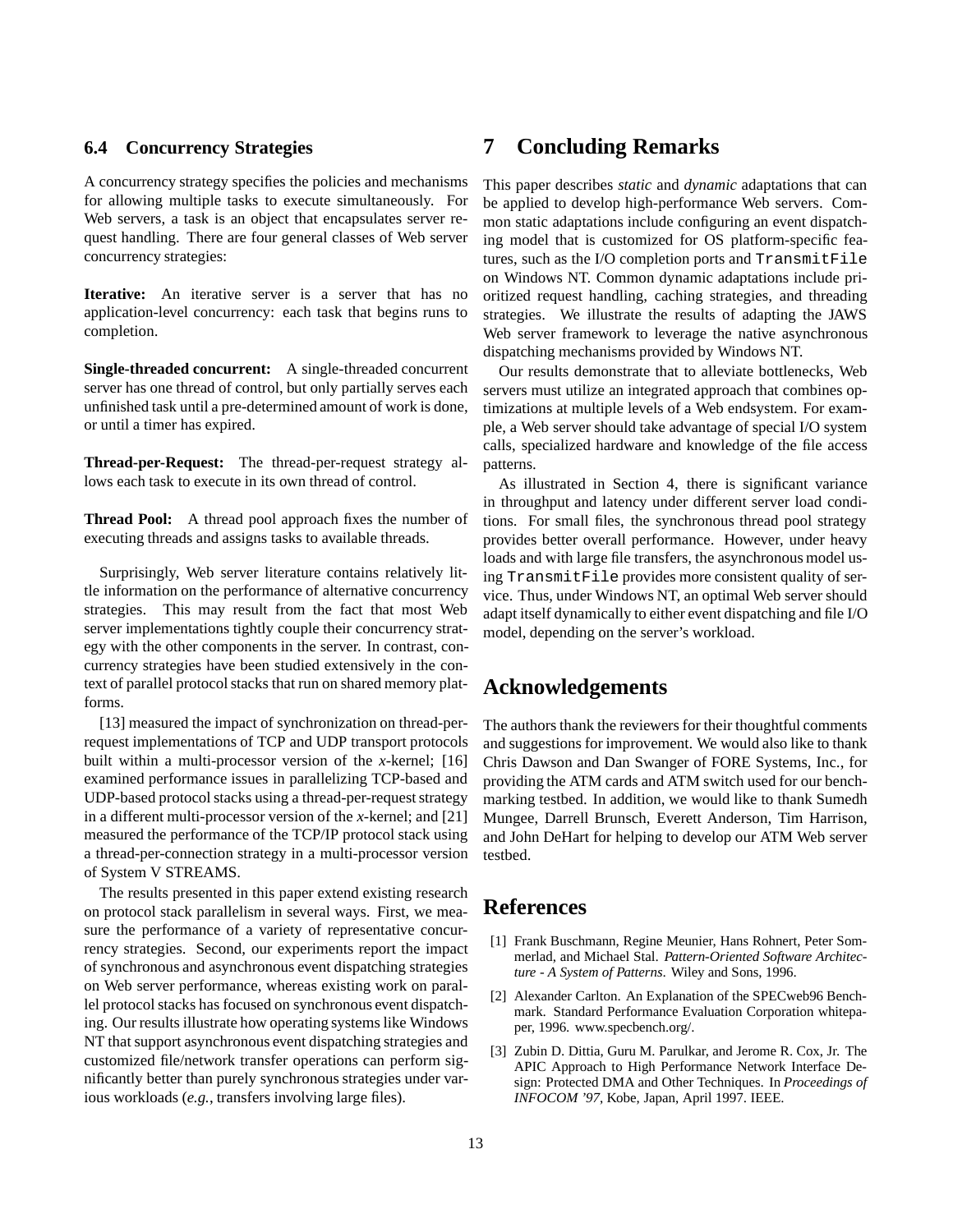### 6.4 Concurrency Strategies

A concurrency strategy specifies the policies and mechanisms for allowing multiple tasks to execute simultaneously. For Web servers, a task is an object that encapsulates server request handling. There are four general classes of Web server concurrency strategies:

**Iterative:** An iterative server is a server that has no application-level concurrency: each task that begins runs to completion.

**Single-threaded concurrent:** A single-threaded concurrent server has one thread of control, but only partially serves each unfinished task until a pre-determined amount of work is done, or until a timer has expired.

**Thread-per-Request:** The thread-per-request strategy allows each task to execute in its own thread of control.

**Thread Pool:** A thread pool approach fixes the number of executing threads and assigns tasks to available threads.

Surprisingly, Web server literature contains relatively little information on the performance of alternative concurrency strategies. This may result from the fact that most Web server implementations tightly couple their concurrency strategy with the other components in the server. In contrast, concurrency strategies have been studied extensively in the context of parallel protocol stacks that run on shared memory platforms.

[13] measured the impact of synchronization on thread-per-request implementations of TCP and UDP transport protocols built within a multi-processor version of the *x*-kernel; [16] examined performance issues in parallelizing TCP-based and UDP-based protocol stacks using a thread-per-request strategy in a different multi-processor version of the *x*-kernel; and [21] measured the performance of the TCP/IP protocol stack using a thread-per-connection strategy in a multi-processor version of System V STREAMS.

The results presented in this paper extend existing research on protocol stack parallelism in several ways. First, we measure the performance of a variety of representative concurrency strategies. Second, our experiments report the impact of synchronous and asynchronous event dispatching strategies on Web server performance, whereas existing work on parallel protocol stacks has focused on synchronous event dispatching. Our results illustrate how operating systems like Windows NT that support asynchronous event dispatching strategies and customized file/network transfer operations can perform significantly better than purely synchronous strategies under various workloads (*e.g.*, transfers involving large files).

## 7 Concluding Remarks

This paper describes *static* and *dynamic* adaptations that can be applied to develop high-performance Web servers. Common static adaptations include configuring an event dispatching model that is customized for OS platform-specific features, such as the I/O completion ports and `TransmitFile` on Windows NT. Common dynamic adaptations include prioritized request handling, caching strategies, and threading strategies. We illustrate the results of adapting the JAWS Web server framework to leverage the native asynchronous dispatching mechanisms provided by Windows NT.

Our results demonstrate that to alleviate bottlenecks, Web servers must utilize an integrated approach that combines optimizations at multiple levels of a Web endsystem. For example, a Web server should take advantage of special I/O system calls, specialized hardware and knowledge of the file access patterns.

As illustrated in Section 4, there is significant variance in throughput and latency under different server load conditions. For small files, the synchronous thread pool strategy provides better overall performance. However, under heavy loads and with large file transfers, the asynchronous model using `TransmitFile` provides more consistent quality of service. Thus, under Windows NT, an optimal Web server should adapt itself dynamically to either event dispatching and file I/O model, depending on the server's workload.

## Acknowledgements

The authors thank the reviewers for their thoughtful comments and suggestions for improvement. We would also like to thank Chris Dawson and Dan Swanger of FORE Systems, Inc., for providing the ATM cards and ATM switch used for our benchmarking testbed. In addition, we would like to thank Sumedh Mungee, Darrell Brunsch, Everett Anderson, Tim Harrison, and John DeHart for helping to develop our ATM Web server testbed.

## References

[1] Frank Buschmann, Regine Meunier, Hans Rohnert, Peter Sommerlad, and Michael Stal. *Pattern-Oriented Software Architecture - A System of Patterns*. Wiley and Sons, 1996.

[2] Alexander Carlton. An Explanation of the SPECweb96 Benchmark. Standard Performance Evaluation Corporation whitepaper, 1996. www.specbench.org/.

[3] Zubin D. Dittia, Guru M. Parulkar, and Jerome R. Cox, Jr. The APIC Approach to High Performance Network Interface Design: Protected DMA and Other Techniques. In *Proceedings of INFOCOM '97*, Kobe, Japan, April 1997. IEEE.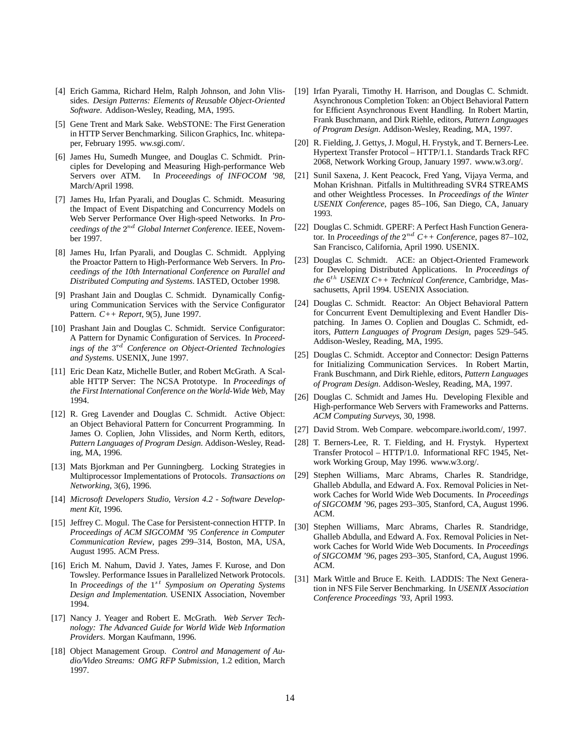[4] Erich Gamma, Richard Helm, Ralph Johnson, and John Vlissides. *Design Patterns: Elements of Reusable Object-Oriented Software*. Addison-Wesley, Reading, MA, 1995.

[5] Gene Trent and Mark Sake. WebSTONE: The First Generation in HTTP Server Benchmarking. Silicon Graphics, Inc. whitepaper, February 1995. ww.sgi.com/.

[6] James Hu, Sumedh Mungee, and Douglas C. Schmidt. Principles for Developing and Measuring High-performance Web Servers over ATM. In *Proceeedings of INFOCOM '98*, March/April 1998.

[7] James Hu, Irfan Pyarali, and Douglas C. Schmidt. Measuring the Impact of Event Dispatching and Concurrency Models on Web Server Performance Over High-speed Networks. In *Proceedings of the* $2^{nd}$ *Global Internet Conference*. IEEE, November 1997.

[8] James Hu, Irfan Pyarali, and Douglas C. Schmidt. Applying the Proactor Pattern to High-Performance Web Servers. In *Proceedings of the 10th International Conference on Parallel and Distributed Computing and Systems*. IASTED, October 1998.

[9] Prashant Jain and Douglas C. Schmidt. Dynamically Configuring Communication Services with the Service Configurator Pattern. *C++ Report*, 9(5), June 1997.

[10] Prashant Jain and Douglas C. Schmidt. Service Configurator: A Pattern for Dynamic Configuration of Services. In *Proceedings of the* $3^{rd}$ *Conference on Object-Oriented Technologies and Systems*. USENIX, June 1997.

[11] Eric Dean Katz, Michelle Butler, and Robert McGrath. A Scalable HTTP Server: The NCSA Prototype. In *Proceedings of the First International Conference on the World-Wide Web*, May 1994.

[12] R. Greg Lavender and Douglas C. Schmidt. Active Object: an Object Behavioral Pattern for Concurrent Programming. In James O. Coplien, John Vlissides, and Norm Kerth, editors, *Pattern Languages of Program Design*. Addison-Wesley, Reading, MA, 1996.

[13] Mats Bjorkman and Per Gunningberg. Locking Strategies in Multiprocessor Implementations of Protocols. *Transactions on Networking*, 3(6), 1996.

[14] *Microsoft Developers Studio, Version 4.2 - Software Development Kit*, 1996.

[15] Jeffrey C. Mogul. The Case for Persistent-connection HTTP. In *Proceedings of ACM SIGCOMM '95 Conference in Computer Communication Review*, pages 299–314, Boston, MA, USA, August 1995. ACM Press.

[16] Erich M. Nahum, David J. Yates, James F. Kurose, and Don Towsley. Performance Issues in Parallelized Network Protocols. In *Proceedings of the* $1^{st}$ *Symposium on Operating Systems Design and Implementation*. USENIX Association, November 1994.

[17] Nancy J. Yeager and Robert E. McGrath. *Web Server Technology: The Advanced Guide for World Wide Web Information Providers*. Morgan Kaufmann, 1996.

[18] Object Management Group. *Control and Management of Audio/Video Streams: OMG RFP Submission*, 1.2 edition, March 1997.

[19] Irfan Pyarali, Timothy H. Harrison, and Douglas C. Schmidt. Asynchronous Completion Token: an Object Behavioral Pattern for Efficient Asynchronous Event Handling. In Robert Martin, Frank Buschmann, and Dirk Riehle, editors, *Pattern Languages of Program Design*. Addison-Wesley, Reading, MA, 1997.

[20] R. Fielding, J. Gettys, J. Mogul, H. Frystyk, and T. Berners-Lee. Hypertext Transfer Protocol – HTTP/1.1. Standards Track RFC 2068, Network Working Group, January 1997. www.w3.org/.

[21] Sunil Saxena, J. Kent Peacock, Fred Yang, Vijaya Verma, and Mohan Krishnan. Pitfalls in Multithreading SVR4 STREAMS and other Weightless Processes. In *Proceedings of the Winter USENIX Conference*, pages 85–106, San Diego, CA, January 1993.

[22] Douglas C. Schmidt. GPERF: A Perfect Hash Function Generator. In *Proceedings of the* $2^{nd}$ *C++ Conference*, pages 87–102, San Francisco, California, April 1990. USENIX.

[23] Douglas C. Schmidt. ACE: an Object-Oriented Framework for Developing Distributed Applications. In *Proceedings of the* $6^{th}$ *USENIX C++ Technical Conference*, Cambridge, Massachusetts, April 1994. USENIX Association.

[24] Douglas C. Schmidt. Reactor: An Object Behavioral Pattern for Concurrent Event Demultiplexing and Event Handler Dispatching. In James O. Coplien and Douglas C. Schmidt, editors, *Pattern Languages of Program Design*, pages 529–545. Addison-Wesley, Reading, MA, 1995.

[25] Douglas C. Schmidt. Acceptor and Connector: Design Patterns for Initializing Communication Services. In Robert Martin, Frank Buschmann, and Dirk Riehle, editors, *Pattern Languages of Program Design*. Addison-Wesley, Reading, MA, 1997.

[26] Douglas C. Schmidt and James Hu. Developing Flexible and High-performance Web Servers with Frameworks and Patterns. *ACM Computing Surveys*, 30, 1998.

[27] David Strom. Web Compare. webcompare.iworld.com/, 1997.

[28] T. Berners-Lee, R. T. Fielding, and H. Frystyk. Hypertext Transfer Protocol – HTTP/1.0. Informational RFC 1945, Network Working Group, May 1996. www.w3.org/.

[29] Stephen Williams, Marc Abrams, Charles R. Standridge, Ghalleb Abdulla, and Edward A. Fox. Removal Policies in Network Caches for World Wide Web Documents. In *Proceedings of SIGCOMM '96*, pages 293–305, Stanford, CA, August 1996. ACM.

[30] Stephen Williams, Marc Abrams, Charles R. Standridge, Ghalleb Abdulla, and Edward A. Fox. Removal Policies in Network Caches for World Wide Web Documents. In *Proceedings of SIGCOMM '96*, pages 293–305, Stanford, CA, August 1996. ACM.

[31] Mark Wittle and Bruce E. Keith. LADDIS: The Next Generation in NFS File Server Benchmarking. In *USENIX Association Conference Proceedings '93*, April 1993.